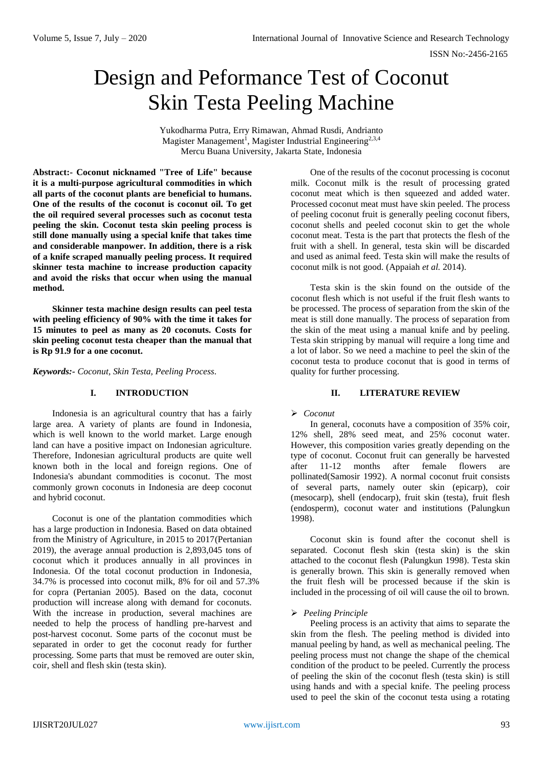# Design and Peformance Test of Coconut Skin Testa Peeling Machine

Yukodharma Putra, Erry Rimawan, Ahmad Rusdi, Andrianto
Magister Management[1], Magister Industrial Engineering[2,3,4]
Mercu Buana University, Jakarta State, Indonesia

**Abstract:- Coconut nicknamed "Tree of Life" because it is a multi-purpose agricultural commodities in which all parts of the coconut plants are beneficial to humans. One of the results of the coconut is coconut oil. To get the oil required several processes such as coconut testa peeling the skin. Coconut testa skin peeling process is still done manually using a special knife that takes time and considerable manpower. In addition, there is a risk of a knife scraped manually peeling process. It required skinner testa machine to increase production capacity and avoid the risks that occur when using the manual method.**

**Skinner testa machine design results can peel testa with peeling efficiency of 90% with the time it takes for 15 minutes to peel as many as 20 coconuts. Costs for skin peeling coconut testa cheaper than the manual that is Rp 91.9 for a one coconut.**

***Keywords:-*** *Coconut, Skin Testa, Peeling Process.*

## I. INTRODUCTION

Indonesia is an agricultural country that has a fairly large area. A variety of plants are found in Indonesia, which is well known to the world market. Large enough land can have a positive impact on Indonesian agriculture. Therefore, Indonesian agricultural products are quite well known both in the local and foreign regions. One of Indonesia's abundant commodities is coconut. The most commonly grown coconuts in Indonesia are deep coconut and hybrid coconut.

Coconut is one of the plantation commodities which has a large production in Indonesia. Based on data obtained from the Ministry of Agriculture, in 2015 to 2017(Pertanian 2019), the average annual production is 2,893,045 tons of coconut which it produces annually in all provinces in Indonesia. Of the total coconut production in Indonesia, 34.7% is processed into coconut milk, 8% for oil and 57.3% for copra (Pertanian 2005). Based on the data, coconut production will increase along with demand for coconuts. With the increase in production, several machines are needed to help the process of handling pre-harvest and post-harvest coconut. Some parts of the coconut must be separated in order to get the coconut ready for further processing. Some parts that must be removed are outer skin, coir, shell and flesh skin (testa skin).

One of the results of the coconut processing is coconut milk. Coconut milk is the result of processing grated coconut meat which is then squeezed and added water. Processed coconut meat must have skin peeled. The process of peeling coconut fruit is generally peeling coconut fibers, coconut shells and peeled coconut skin to get the whole coconut meat. Testa is the part that protects the flesh of the fruit with a shell. In general, testa skin will be discarded and used as animal feed. Testa skin will make the results of coconut milk is not good. (Appaiah *et al.* 2014).

Testa skin is the skin found on the outside of the coconut flesh which is not useful if the fruit flesh wants to be processed. The process of separation from the skin of the meat is still done manually. The process of separation from the skin of the meat using a manual knife and by peeling. Testa skin stripping by manual will require a long time and a lot of labor. So we need a machine to peel the skin of the coconut testa to produce coconut that is good in terms of quality for further processing.

## II. LITERATURE REVIEW

➢ *Coconut*

In general, coconuts have a composition of 35% coir, 12% shell, 28% seed meat, and 25% coconut water. However, this composition varies greatly depending on the type of coconut. Coconut fruit can generally be harvested after 11-12 months after female flowers are pollinated(Samosir 1992). A normal coconut fruit consists of several parts, namely outer skin (epicarp), coir (mesocarp), shell (endocarp), fruit skin (testa), fruit flesh (endosperm), coconut water and institutions (Palungkun 1998).

Coconut skin is found after the coconut shell is separated. Coconut flesh skin (testa skin) is the skin attached to the coconut flesh (Palungkun 1998). Testa skin is generally brown. This skin is generally removed when the fruit flesh will be processed because if the skin is included in the processing of oil will cause the oil to brown.

➢ *Peeling Principle*

Peeling process is an activity that aims to separate the skin from the flesh. The peeling method is divided into manual peeling by hand, as well as mechanical peeling. The peeling process must not change the shape of the chemical condition of the product to be peeled. Currently the process of peeling the skin of the coconut flesh (testa skin) is still using hands and with a special knife. The peeling process used to peel the skin of the coconut testa using a rotating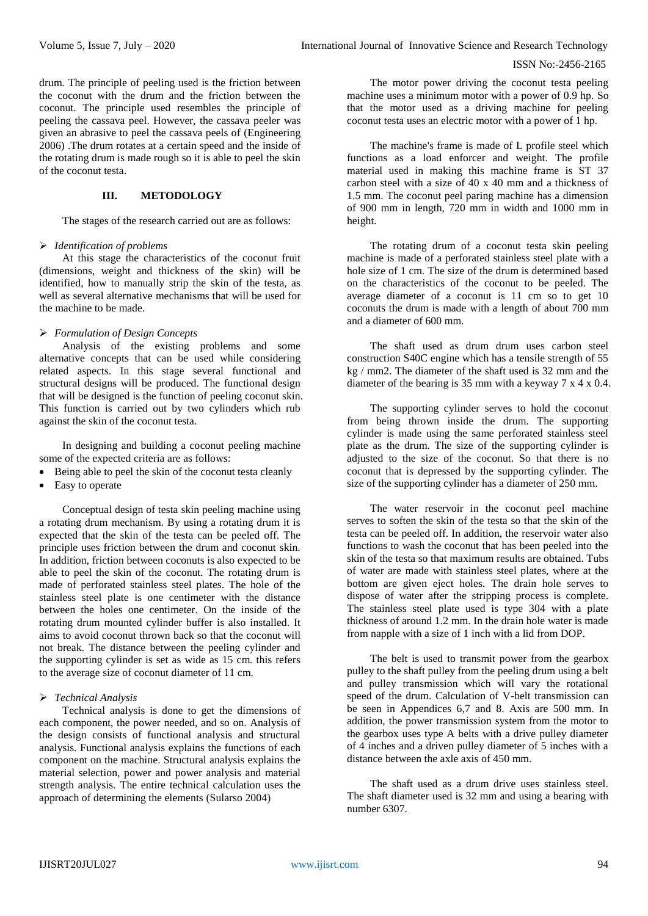drum. The principle of peeling used is the friction between the coconut with the drum and the friction between the coconut. The principle used resembles the principle of peeling the cassava peel. However, the cassava peeler was given an abrasive to peel the cassava peels of (Engineering 2006) .The drum rotates at a certain speed and the inside of the rotating drum is made rough so it is able to peel the skin of the coconut testa.

## III. METODOLOGY

The stages of the research carried out are as follows:

- *Identification of problems*

At this stage the characteristics of the coconut fruit (dimensions, weight and thickness of the skin) will be identified, how to manually strip the skin of the testa, as well as several alternative mechanisms that will be used for the machine to be made.

- *Formulation of Design Concepts*

Analysis of the existing problems and some alternative concepts that can be used while considering related aspects. In this stage several functional and structural designs will be produced. The functional design that will be designed is the function of peeling coconut skin. This function is carried out by two cylinders which rub against the skin of the coconut testa.

In designing and building a coconut peeling machine some of the expected criteria are as follows:

- Being able to peel the skin of the coconut testa cleanly
- Easy to operate

Conceptual design of testa skin peeling machine using a rotating drum mechanism. By using a rotating drum it is expected that the skin of the testa can be peeled off. The principle uses friction between the drum and coconut skin. In addition, friction between coconuts is also expected to be able to peel the skin of the coconut. The rotating drum is made of perforated stainless steel plates. The hole of the stainless steel plate is one centimeter with the distance between the holes one centimeter. On the inside of the rotating drum mounted cylinder buffer is also installed. It aims to avoid coconut thrown back so that the coconut will not break. The distance between the peeling cylinder and the supporting cylinder is set as wide as 15 cm. this refers to the average size of coconut diameter of 11 cm.

- *Technical Analysis*

Technical analysis is done to get the dimensions of each component, the power needed, and so on. Analysis of the design consists of functional analysis and structural analysis. Functional analysis explains the functions of each component on the machine. Structural analysis explains the material selection, power and power analysis and material strength analysis. The entire technical calculation uses the approach of determining the elements (Sularso 2004)

The motor power driving the coconut testa peeling machine uses a minimum motor with a power of 0.9 hp. So that the motor used as a driving machine for peeling coconut testa uses an electric motor with a power of 1 hp.

The machine's frame is made of L profile steel which functions as a load enforcer and weight. The profile material used in making this machine frame is ST 37 carbon steel with a size of 40 x 40 mm and a thickness of 1.5 mm. The coconut peel paring machine has a dimension of 900 mm in length, 720 mm in width and 1000 mm in height.

The rotating drum of a coconut testa skin peeling machine is made of a perforated stainless steel plate with a hole size of 1 cm. The size of the drum is determined based on the characteristics of the coconut to be peeled. The average diameter of a coconut is 11 cm so to get 10 coconuts the drum is made with a length of about 700 mm and a diameter of 600 mm.

The shaft used as drum drum uses carbon steel construction S40C engine which has a tensile strength of 55 kg / mm2. The diameter of the shaft used is 32 mm and the diameter of the bearing is 35 mm with a keyway 7 x 4 x 0.4.

The supporting cylinder serves to hold the coconut from being thrown inside the drum. The supporting cylinder is made using the same perforated stainless steel plate as the drum. The size of the supporting cylinder is adjusted to the size of the coconut. So that there is no coconut that is depressed by the supporting cylinder. The size of the supporting cylinder has a diameter of 250 mm.

The water reservoir in the coconut peel machine serves to soften the skin of the testa so that the skin of the testa can be peeled off. In addition, the reservoir water also functions to wash the coconut that has been peeled into the skin of the testa so that maximum results are obtained. Tubs of water are made with stainless steel plates, where at the bottom are given eject holes. The drain hole serves to dispose of water after the stripping process is complete. The stainless steel plate used is type 304 with a plate thickness of around 1.2 mm. In the drain hole water is made from napple with a size of 1 inch with a lid from DOP.

The belt is used to transmit power from the gearbox pulley to the shaft pulley from the peeling drum using a belt and pulley transmission which will vary the rotational speed of the drum. Calculation of V-belt transmission can be seen in Appendices 6,7 and 8. Axis are 500 mm. In addition, the power transmission system from the motor to the gearbox uses type A belts with a drive pulley diameter of 4 inches and a driven pulley diameter of 5 inches with a distance between the axle axis of 450 mm.

The shaft used as a drum drive uses stainless steel. The shaft diameter used is 32 mm and using a bearing with number 6307.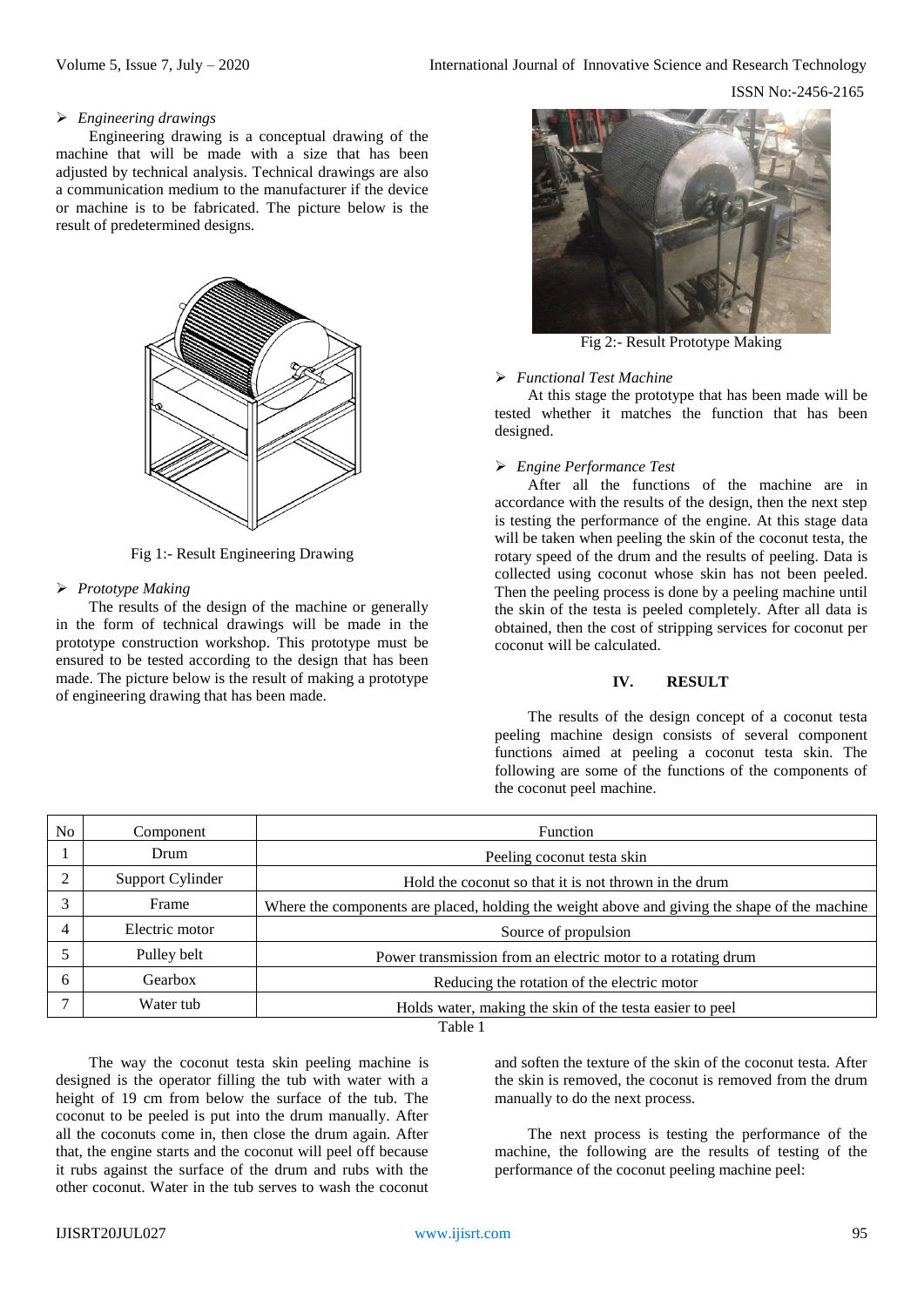➢ *Engineering drawings*

Engineering drawing is a conceptual drawing of the machine that will be made with a size that has been adjusted by technical analysis. Technical drawings are also a communication medium to the manufacturer if the device or machine is to be fabricated. The picture below is the result of predetermined designs.

Fig 1:- Result Engineering Drawing

➢ *Prototype Making*

The results of the design of the machine or generally in the form of technical drawings will be made in the prototype construction workshop. This prototype must be ensured to be tested according to the design that has been made. The picture below is the result of making a prototype of engineering drawing that has been made.

Fig 2:- Result Prototype Making

➢ *Functional Test Machine*

At this stage the prototype that has been made will be tested whether it matches the function that has been designed.

➢ *Engine Performance Test*

After all the functions of the machine are in accordance with the results of the design, then the next step is testing the performance of the engine. At this stage data will be taken when peeling the skin of the coconut testa, the rotary speed of the drum and the results of peeling. Data is collected using coconut whose skin has not been peeled. Then the peeling process is done by a peeling machine until the skin of the testa is peeled completely. After all data is obtained, then the cost of stripping services for coconut per coconut will be calculated.

## IV. RESULT

The results of the design concept of a coconut testa peeling machine design consists of several component functions aimed at peeling a coconut testa skin. The following are some of the functions of the components of the coconut peel machine.

| No | Component | Function |
|---|---|---|
| 1 | Drum | Peeling coconut testa skin |
| 2 | Support Cylinder | Hold the coconut so that it is not thrown in the drum |
| 3 | Frame | Where the components are placed, holding the weight above and giving the shape of the machine |
| 4 | Electric motor | Source of propulsion |
| 5 | Pulley belt | Power transmission from an electric motor to a rotating drum |
| 6 | Gearbox | Reducing the rotation of the electric motor |
| 7 | Water tub | Holds water, making the skin of the testa easier to peel |

Table 1

The way the coconut testa skin peeling machine is designed is the operator filling the tub with water with a height of 19 cm from below the surface of the tub. The coconut to be peeled is put into the drum manually. After all the coconuts come in, then close the drum again. After that, the engine starts and the coconut will peel off because it rubs against the surface of the drum and rubs with the other coconut. Water in the tub serves to wash the coconut and soften the texture of the skin of the coconut testa. After the skin is removed, the coconut is removed from the drum manually to do the next process.

The next process is testing the performance of the machine, the following are the results of testing of the performance of the coconut peeling machine peel: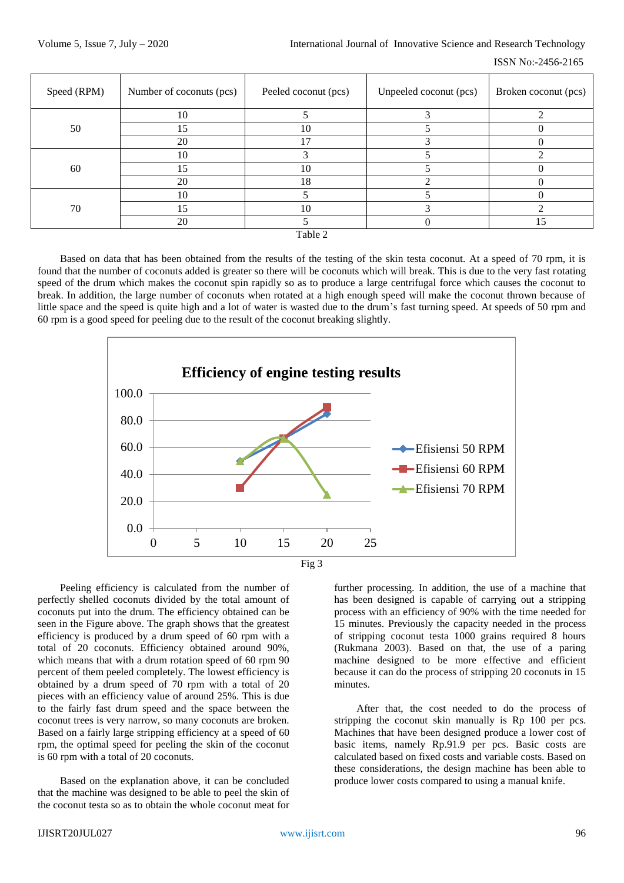| Speed (RPM) | Number of coconuts (pcs) | Peeled coconut (pcs) | Unpeeled coconut (pcs) | Broken coconut (pcs) |
|---|---|---|---|---|
| 50 | 10 | 5 | 3 | 2 |
| | 15 | 10 | 5 | 0 |
| | 20 | 17 | 3 | 0 |
| 60 | 10 | 3 | 5 | 2 |
| | 15 | 10 | 5 | 0 |
| | 20 | 18 | 2 | 0 |
| 70 | 10 | 5 | 5 | 0 |
| | 15 | 10 | 3 | 2 |
| | 20 | 5 | 0 | 15 |

Table 2

Based on data that has been obtained from the results of the testing of the skin testa coconut. At a speed of 70 rpm, it is found that the number of coconuts added is greater so there will be coconuts which will break. This is due to the very fast rotating speed of the drum which makes the coconut spin rapidly so as to produce a large centrifugal force which causes the coconut to break. In addition, the large number of coconuts when rotated at a high enough speed will make the coconut thrown because of little space and the speed is quite high and a lot of water is wasted due to the drum's fast turning speed. At speeds of 50 rpm and 60 rpm is a good speed for peeling due to the result of the coconut breaking slightly.

Fig 3

Peeling efficiency is calculated from the number of perfectly shelled coconuts divided by the total amount of coconuts put into the drum. The efficiency obtained can be seen in the Figure above. The graph shows that the greatest efficiency is produced by a drum speed of 60 rpm with a total of 20 coconuts. Efficiency obtained around 90%, which means that with a drum rotation speed of 60 rpm 90 percent of them peeled completely. The lowest efficiency is obtained by a drum speed of 70 rpm with a total of 20 pieces with an efficiency value of around 25%. This is due to the fairly fast drum speed and the space between the coconut trees is very narrow, so many coconuts are broken. Based on a fairly large stripping efficiency at a speed of 60 rpm, the optimal speed for peeling the skin of the coconut is 60 rpm with a total of 20 coconuts.

Based on the explanation above, it can be concluded that the machine was designed to be able to peel the skin of the coconut testa so as to obtain the whole coconut meat for further processing. In addition, the use of a machine that has been designed is capable of carrying out a stripping process with an efficiency of 90% with the time needed for 15 minutes. Previously the capacity needed in the process of stripping coconut testa 1000 grains required 8 hours (Rukmana 2003). Based on that, the use of a paring machine designed to be more effective and efficient because it can do the process of stripping 20 coconuts in 15 minutes.

After that, the cost needed to do the process of stripping the coconut skin manually is Rp 100 per pcs. Machines that have been designed produce a lower cost of basic items, namely Rp.91.9 per pcs. Basic costs are calculated based on fixed costs and variable costs. Based on these considerations, the design machine has been able to produce lower costs compared to using a manual knife.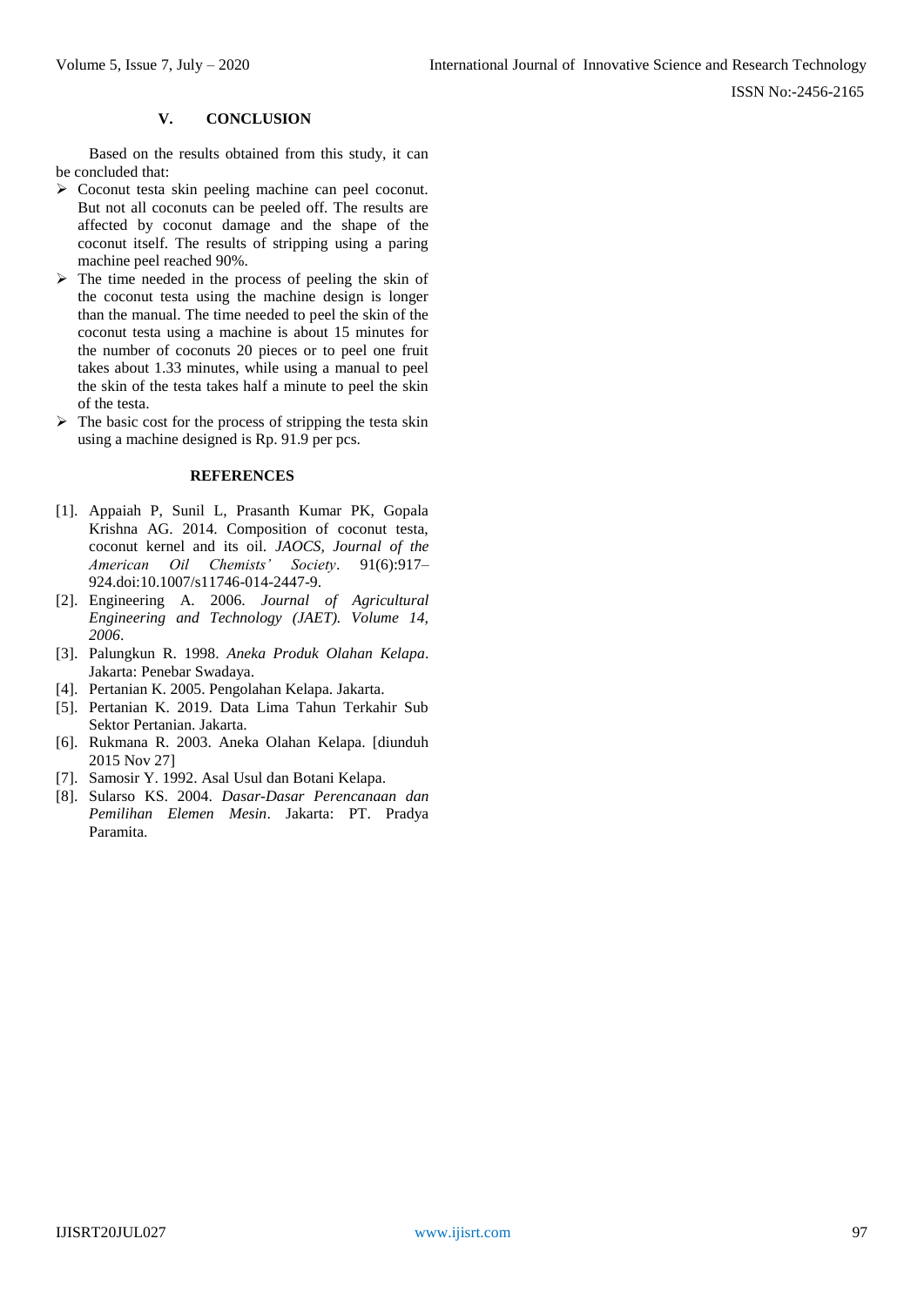## V. CONCLUSION

Based on the results obtained from this study, it can be concluded that:

- Coconut testa skin peeling machine can peel coconut. But not all coconuts can be peeled off. The results are affected by coconut damage and the shape of the coconut itself. The results of stripping using a paring machine peel reached 90%.
- The time needed in the process of peeling the skin of the coconut testa using the machine design is longer than the manual. The time needed to peel the skin of the coconut testa using a machine is about 15 minutes for the number of coconuts 20 pieces or to peel one fruit takes about 1.33 minutes, while using a manual to peel the skin of the testa takes half a minute to peel the skin of the testa.
- The basic cost for the process of stripping the testa skin using a machine designed is Rp. 91.9 per pcs.

## REFERENCES

[1]. Appaiah P, Sunil L, Prasanth Kumar PK, Gopala Krishna AG. 2014. Composition of coconut testa, coconut kernel and its oil. *JAOCS, Journal of the American Oil Chemists' Society*. 91(6):917–924.doi:10.1007/s11746-014-2447-9.

[2]. Engineering A. 2006. *Journal of Agricultural Engineering and Technology (JAET). Volume 14, 2006*.

[3]. Palungkun R. 1998. *Aneka Produk Olahan Kelapa*. Jakarta: Penebar Swadaya.

[4]. Pertanian K. 2005. Pengolahan Kelapa. Jakarta.

[5]. Pertanian K. 2019. Data Lima Tahun Terkahir Sub Sektor Pertanian. Jakarta.

[6]. Rukmana R. 2003. Aneka Olahan Kelapa. [diunduh 2015 Nov 27]

[7]. Samosir Y. 1992. Asal Usul dan Botani Kelapa.

[8]. Sularso KS. 2004. *Dasar-Dasar Perencanaan dan Pemilihan Elemen Mesin*. Jakarta: PT. Pradya Paramita.